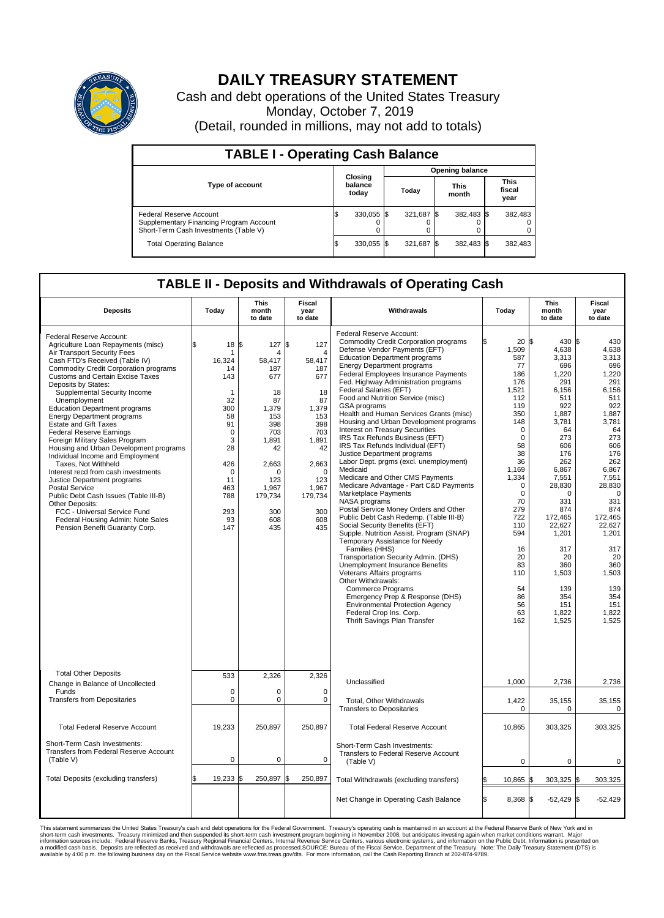# DAILY TREASURY STATEMENT

Cash and debt operations of the United States Treasury

Monday, October 7, 2019

(Detail, rounded in millions, may not add to totals)

## TABLE I - Operating Cash Balance

| Type of account | Closing balance today | Opening balance Today | Opening balance This month | Opening balance This fiscal year |
|---|---|---|---|---|
| Federal Reserve Account | $ 330,055 | $ 321,687 | $ 382,483 | $ 382,483 |
| Supplementary Financing Program Account | 0 | 0 | 0 | 0 |
| Short-Term Cash Investments (Table V) | 0 | 0 | 0 | 0 |
| Total Operating Balance | $ 330,055 | $ 321,687 | $ 382,483 | $ 382,483 |

## TABLE II - Deposits and Withdrawals of Operating Cash

| Deposits | Today | This month to date | Fiscal year to date | Withdrawals | Today | This month to date | Fiscal year to date |
|---|---|---|---|---|---|---|---|
| Federal Reserve Account: | | | | Federal Reserve Account: | | | |
| Agriculture Loan Repayments (misc) | $ 18 | $ 127 | $ 127 | Commodity Credit Corporation programs | $ 20 | $ 430 | $ 430 |
| Air Transport Security Fees | 1 | 4 | 4 | Defense Vendor Payments (EFT) | 1,509 | 4,638 | 4,638 |
| Cash FTD's Received (Table IV) | 16,324 | 58,417 | 58,417 | Education Department programs | 587 | 3,313 | 3,313 |
| Commodity Credit Corporation programs | 14 | 187 | 187 | Energy Department programs | 77 | 696 | 696 |
| Customs and Certain Excise Taxes | 143 | 677 | 677 | Federal Employees Insurance Payments | 186 | 1,220 | 1,220 |
| Deposits by States: | | | | Fed. Highway Administration programs | 176 | 291 | 291 |
| Supplemental Security Income | 1 | 18 | 18 | Federal Salaries (EFT) | 1,521 | 6,156 | 6,156 |
| Unemployment | 32 | 87 | 87 | Food and Nutrition Service (misc) | 112 | 511 | 511 |
| Education Department programs | 300 | 1,379 | 1,379 | GSA programs | 119 | 922 | 922 |
| Energy Department programs | 58 | 153 | 153 | Health and Human Services Grants (misc) | 350 | 1,887 | 1,887 |
| Estate and Gift Taxes | 91 | 398 | 398 | Housing and Urban Development programs | 148 | 3,781 | 3,781 |
| Federal Reserve Earnings | 0 | 703 | 703 | Interest on Treasury Securities | 0 | 64 | 64 |
| Foreign Military Sales Program | 3 | 1,891 | 1,891 | IRS Tax Refunds Business (EFT) | 0 | 273 | 273 |
| Housing and Urban Development programs | 28 | 42 | 42 | IRS Tax Refunds Individual (EFT) | 58 | 606 | 606 |
| Individual Income and Employment | | | | Justice Department programs | 38 | 176 | 176 |
| Taxes, Not Withheld | 426 | 2,663 | 2,663 | Labor Dept. prgms (excl. unemployment) | 36 | 262 | 262 |
| Interest recd from cash investments | 0 | 0 | 0 | Medicaid | 1,169 | 6,867 | 6,867 |
| Justice Department programs | 11 | 123 | 123 | Medicare and Other CMS Payments | 1,334 | 7,551 | 7,551 |
| Postal Service | 463 | 1,967 | 1,967 | Medicare Advantage - Part C&D Payments | 0 | 28,830 | 28,830 |
| Public Debt Cash Issues (Table III-B) | 788 | 179,734 | 179,734 | Marketplace Payments | 0 | 0 | 0 |
| Other Deposits: | | | | NASA programs | 70 | 331 | 331 |
| FCC - Universal Service Fund | 293 | 300 | 300 | Postal Service Money Orders and Other | 279 | 874 | 874 |
| Federal Housing Admin: Note Sales | 93 | 608 | 608 | Public Debt Cash Redemp. (Table III-B) | 722 | 172,465 | 172,465 |
| Pension Benefit Guaranty Corp. | 147 | 435 | 435 | Social Security Benefits (EFT) | 110 | 22,627 | 22,627 |
| | | | | Supple. Nutrition Assist. Program (SNAP) | 594 | 1,201 | 1,201 |
| | | | | Temporary Assistance for Needy Families (HHS) | 16 | 317 | 317 |
| | | | | Transportation Security Admin. (DHS) | 20 | 20 | 20 |
| | | | | Unemployment Insurance Benefits | 83 | 360 | 360 |
| | | | | Veterans Affairs programs | 110 | 1,503 | 1,503 |
| | | | | Other Withdrawals: | | | |
| | | | | Commerce Programs | 54 | 139 | 139 |
| | | | | Emergency Prep & Response (DHS) | 86 | 354 | 354 |
| | | | | Environmental Protection Agency | 56 | 151 | 151 |
| | | | | Federal Crop Ins. Corp. | 63 | 1,822 | 1,822 |
| | | | | Thrift Savings Plan Transfer | 162 | 1,525 | 1,525 |
| Total Other Deposits | 533 | 2,326 | 2,326 | Unclassified | 1,000 | 2,736 | 2,736 |
| Change in Balance of Uncollected Funds | 0 | 0 | 0 | | | | |
| Transfers from Depositaries | 0 | 0 | 0 | Total, Other Withdrawals | 1,422 | 35,155 | 35,155 |
| | | | | Transfers to Depositaries | 0 | 0 | 0 |
| Total Federal Reserve Account | 19,233 | 250,897 | 250,897 | Total Federal Reserve Account | 10,865 | 303,325 | 303,325 |
| Short-Term Cash Investments: Transfers from Federal Reserve Account (Table V) | 0 | 0 | 0 | Short-Term Cash Investments: Transfers to Federal Reserve Account (Table V) | 0 | 0 | 0 |
| Total Deposits (excluding transfers) | $ 19,233 | $ 250,897 | $ 250,897 | Total Withdrawals (excluding transfers) | $ 10,865 | $ 303,325 | $ 303,325 |
| | | | | Net Change in Operating Cash Balance | $ 8,368 | $ -52,429 | $ -52,429 |

This statement summarizes the United States Treasury's cash and debt operations for the Federal Government. Treasury's operating cash is maintained in an account at the Federal Reserve Bank of New York and in short-term cash investments. Treasury minimized and then suspended its short-term cash investment program beginning in November 2008, but anticipates investing again when market conditions warrant. Major information sources include: Federal Reserve Banks, Treasury Regional Financial Centers, Internal Revenue Service Centers, various electronic systems, and information on the Public Debt. Information is presented on a modified cash basis. Deposits are reflected as received and withdrawals are reflected as processed.SOURCE: Bureau of the Fiscal Service, Department of the Treasury. Note: The Daily Treasury Statement (DTS) is available by 4:00 p.m. the following business day on the Fiscal Service website www.fms.treas.gov/dts. For more information, call the Cash Reporting Branch at 202-874-9789.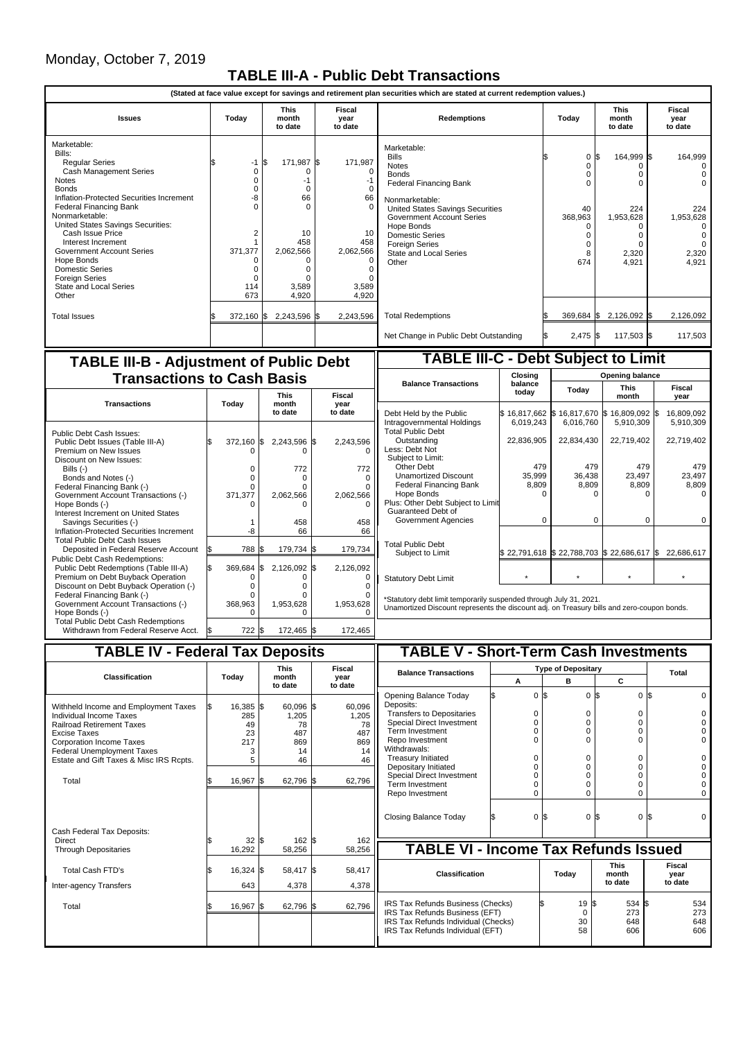Monday, October 7, 2019

# TABLE III-A - Public Debt Transactions

(Stated at face value except for savings and retirement plan securities which are stated at current redemption values.)

| Issues | Today | This month to date | Fiscal year to date |
|---|---|---|---|
| Marketable: | | | |
| Bills: | | | |
| Regular Series | $ -1 | $ 171,987 | $ 171,987 |
| Cash Management Series | 0 | 0 | 0 |
| Notes | 0 | -1 | -1 |
| Bonds | 0 | 0 | 0 |
| Inflation-Protected Securities Increment | -8 | 66 | 66 |
| Federal Financing Bank | 0 | 0 | 0 |
| Nonmarketable: | | | |
| United States Savings Securities: | | | |
| Cash Issue Price | 2 | 10 | 10 |
| Interest Increment | 1 | 458 | 458 |
| Government Account Series | 371,377 | 2,062,566 | 2,062,566 |
| Hope Bonds | 0 | 0 | 0 |
| Domestic Series | 0 | 0 | 0 |
| Foreign Series | 0 | 0 | 0 |
| State and Local Series | 114 | 3,589 | 3,589 |
| Other | 673 | 4,920 | 4,920 |
| Total Issues | $ 372,160 | $ 2,243,596 | $ 2,243,596 |

| Redemptions | Today | This month to date | Fiscal year to date |
|---|---|---|---|
| Marketable: | | | |
| Bills | $ 0 | $ 164,999 | $ 164,999 |
| Notes | 0 | 0 | 0 |
| Bonds | 0 | 0 | 0 |
| Federal Financing Bank | 0 | 0 | 0 |
| Nonmarketable: | | | |
| United States Savings Securities | 40 | 224 | 224 |
| Government Account Series | 368,963 | 1,953,628 | 1,953,628 |
| Hope Bonds | 0 | 0 | 0 |
| Domestic Series | 0 | 0 | 0 |
| Foreign Series | 0 | 0 | 0 |
| State and Local Series | 8 | 2,320 | 2,320 |
| Other | 674 | 4,921 | 4,921 |
| Total Redemptions | $ 369,684 | $ 2,126,092 | $ 2,126,092 |
| Net Change in Public Debt Outstanding | $ 2,475 | $ 117,503 | $ 117,503 |

# TABLE III-B - Adjustment of Public Debt Transactions to Cash Basis

| Transactions | Today | This month to date | Fiscal year to date |
|---|---|---|---|
| Public Debt Cash Issues: | | | |
| Public Debt Issues (Table III-A) | $ 372,160 | $ 2,243,596 | $ 2,243,596 |
| Premium on New Issues | 0 | 0 | 0 |
| Discount on New Issues: | | | |
| Bills (-) | 0 | 772 | 772 |
| Bonds and Notes (-) | 0 | 0 | 0 |
| Federal Financing Bank (-) | 0 | 0 | 0 |
| Government Account Transactions (-) | 371,377 | 2,062,566 | 2,062,566 |
| Hope Bonds (-) | 0 | 0 | 0 |
| Interest Increment on United States Savings Securities (-) | 1 | 458 | 458 |
| Inflation-Protected Securities Increment | -8 | 66 | 66 |
| Total Public Debt Cash Issues Deposited in Federal Reserve Account | $ 788 | $ 179,734 | $ 179,734 |
| Public Debt Cash Redemptions: | | | |
| Public Debt Redemptions (Table III-A) | $ 369,684 | $ 2,126,092 | $ 2,126,092 |
| Premium on Debt Buyback Operation | 0 | 0 | 0 |
| Discount on Debt Buyback Operation (-) | 0 | 0 | 0 |
| Federal Financing Bank (-) | 0 | 0 | 0 |
| Government Account Transactions (-) | 368,963 | 1,953,628 | 1,953,628 |
| Hope Bonds (-) | 0 | 0 | 0 |
| Total Public Debt Cash Redemptions Withdrawn from Federal Reserve Acct. | $ 722 | $ 172,465 | $ 172,465 |

# TABLE III-C - Debt Subject to Limit

| Balance Transactions | Closing balance today | Opening balance Today | Opening balance This month | Opening balance Fiscal year |
|---|---|---|---|---|
| Debt Held by the Public | $ 16,817,662 | $ 16,817,670 | $ 16,809,092 | $ 16,809,092 |
| Intragovernmental Holdings | 6,019,243 | 6,016,760 | 5,910,309 | 5,910,309 |
| Total Public Debt Outstanding | 22,836,905 | 22,834,430 | 22,719,402 | 22,719,402 |
| Less: Debt Not Subject to Limit: | | | | |
| Other Debt | 479 | 479 | 479 | 479 |
| Unamortized Discount | 35,999 | 36,438 | 23,497 | 23,497 |
| Federal Financing Bank | 8,809 | 8,809 | 8,809 | 8,809 |
| Hope Bonds | 0 | 0 | 0 | 0 |
| Plus: Other Debt Subject to Limit | | | | |
| Guaranteed Debt of Government Agencies | 0 | 0 | 0 | 0 |
| Total Public Debt Subject to Limit | $ 22,791,618 | $ 22,788,703 | $ 22,686,617 | $ 22,686,617 |
| Statutory Debt Limit | * | * | * | * |

*Statutory debt limit temporarily suspended through July 31, 2021.
Unamortized Discount represents the discount adj. on Treasury bills and zero-coupon bonds.

# TABLE IV - Federal Tax Deposits

| Classification | Today | This month to date | Fiscal year to date |
|---|---|---|---|
| Withheld Income and Employment Taxes | $ 16,385 | $ 60,096 | $ 60,096 |
| Individual Income Taxes | 285 | 1,205 | 1,205 |
| Railroad Retirement Taxes | 49 | 78 | 78 |
| Excise Taxes | 23 | 487 | 487 |
| Corporation Income Taxes | 217 | 869 | 869 |
| Federal Unemployment Taxes | 3 | 14 | 14 |
| Estate and Gift Taxes & Misc IRS Rcpts. | 5 | 46 | 46 |
| Total | $ 16,967 | $ 62,796 | $ 62,796 |
| Cash Federal Tax Deposits: | | | |
| Direct | $ 32 | $ 162 | $ 162 |
| Through Depositaries | 16,292 | 58,256 | 58,256 |
| Total Cash FTD's | $ 16,324 | $ 58,417 | $ 58,417 |
| Inter-agency Transfers | 643 | 4,378 | 4,378 |
| Total | $ 16,967 | $ 62,796 | $ 62,796 |

# TABLE V - Short-Term Cash Investments

| Balance Transactions | Type of Depositary A | B | C | Total |
|---|---|---|---|---|
| Opening Balance Today | $ 0 | $ 0 | $ 0 | $ 0 |
| Deposits: | | | | |
| Transfers to Depositaries | 0 | 0 | 0 | 0 |
| Special Direct Investment | 0 | 0 | 0 | 0 |
| Term Investment | 0 | 0 | 0 | 0 |
| Repo Investment | 0 | 0 | 0 | 0 |
| Withdrawals: | | | | |
| Treasury Initiated | 0 | 0 | 0 | 0 |
| Depositary Initiated | 0 | 0 | 0 | 0 |
| Special Direct Investment | 0 | 0 | 0 | 0 |
| Term Investment | 0 | 0 | 0 | 0 |
| Repo Investment | 0 | 0 | 0 | 0 |
| Closing Balance Today | $ 0 | $ 0 | $ 0 | $ 0 |

# TABLE VI - Income Tax Refunds Issued

| Classification | Today | This month to date | Fiscal year to date |
|---|---|---|---|
| IRS Tax Refunds Business (Checks) | $ 19 | $ 534 | $ 534 |
| IRS Tax Refunds Business (EFT) | 0 | 273 | 273 |
| IRS Tax Refunds Individual (Checks) | 30 | 648 | 648 |
| IRS Tax Refunds Individual (EFT) | 58 | 606 | 606 |